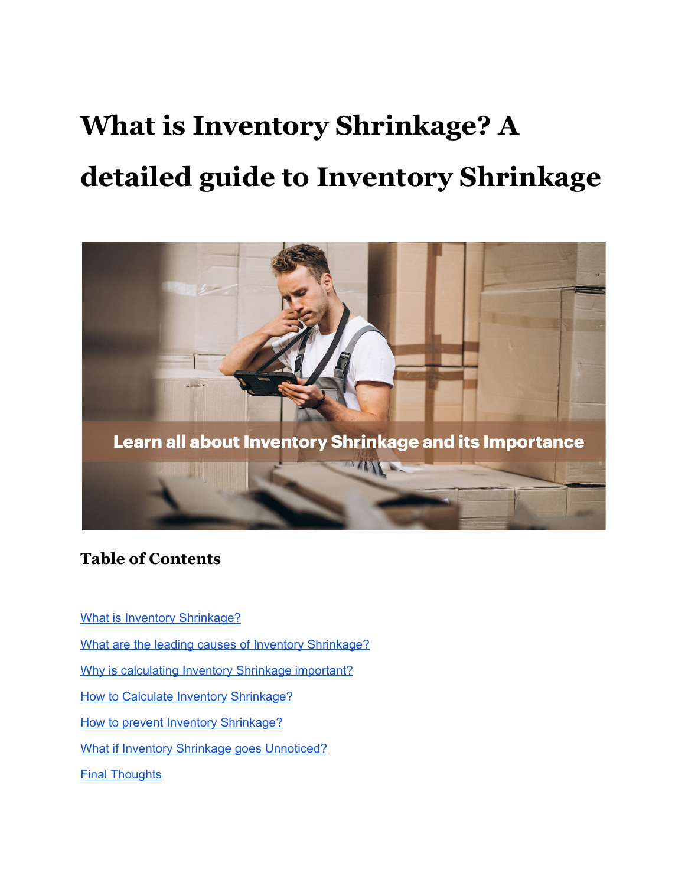# What is Inventory Shrinkage? A detailed guide to Inventory Shrinkage

## Table of Contents

[What is Inventory Shrinkage?]

[What are the leading causes of Inventory Shrinkage?]

[Why is calculating Inventory Shrinkage important?]

[How to Calculate Inventory Shrinkage?]

[How to prevent Inventory Shrinkage?]

[What if Inventory Shrinkage goes Unnoticed?]

[Final Thoughts]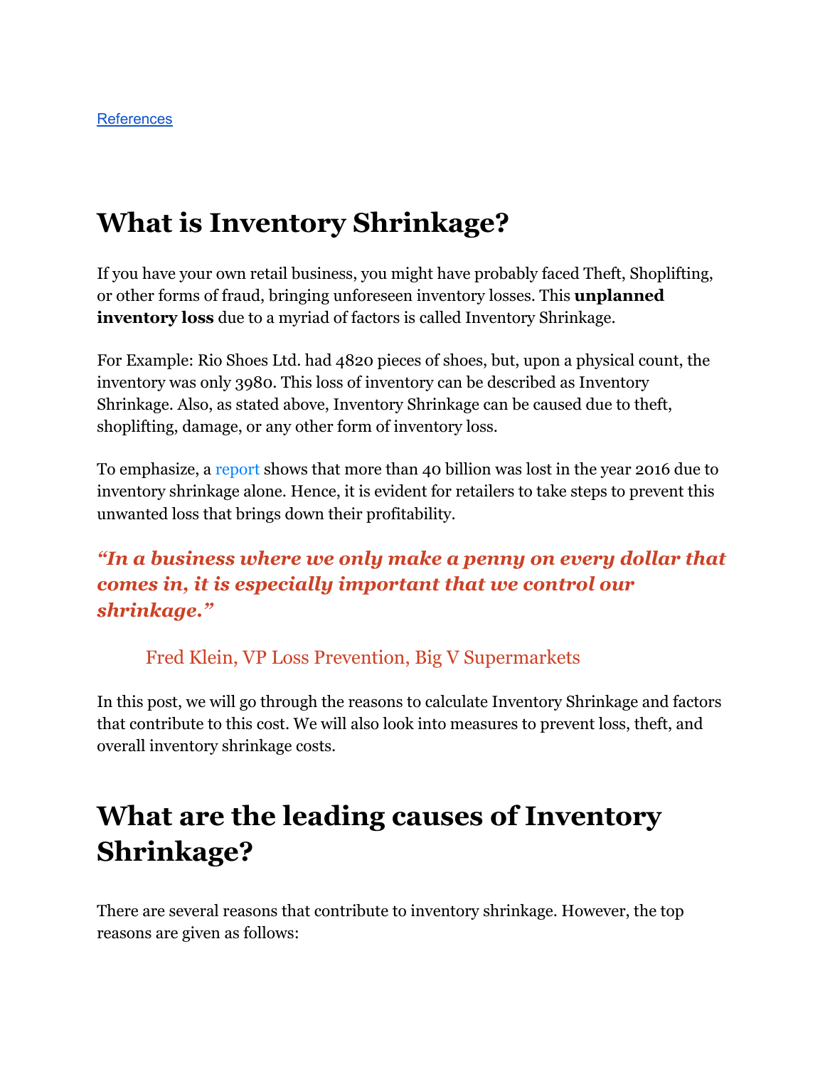[References](#)

# What is Inventory Shrinkage?

If you have your own retail business, you might have probably faced Theft, Shoplifting, or other forms of fraud, bringing unforeseen inventory losses. This **unplanned inventory loss** due to a myriad of factors is called Inventory Shrinkage.

For Example: Rio Shoes Ltd. had 4820 pieces of shoes, but, upon a physical count, the inventory was only 3980. This loss of inventory can be described as Inventory Shrinkage. Also, as stated above, Inventory Shrinkage can be caused due to theft, shoplifting, damage, or any other form of inventory loss.

To emphasize, a [report](#) shows that more than 40 billion was lost in the year 2016 due to inventory shrinkage alone. Hence, it is evident for retailers to take steps to prevent this unwanted loss that brings down their profitability.

### ***"In a business where we only make a penny on every dollar that comes in, it is especially important that we control our shrinkage."***

> Fred Klein, VP Loss Prevention, Big V Supermarkets

In this post, we will go through the reasons to calculate Inventory Shrinkage and factors that contribute to this cost. We will also look into measures to prevent loss, theft, and overall inventory shrinkage costs.

# What are the leading causes of Inventory Shrinkage?

There are several reasons that contribute to inventory shrinkage. However, the top reasons are given as follows: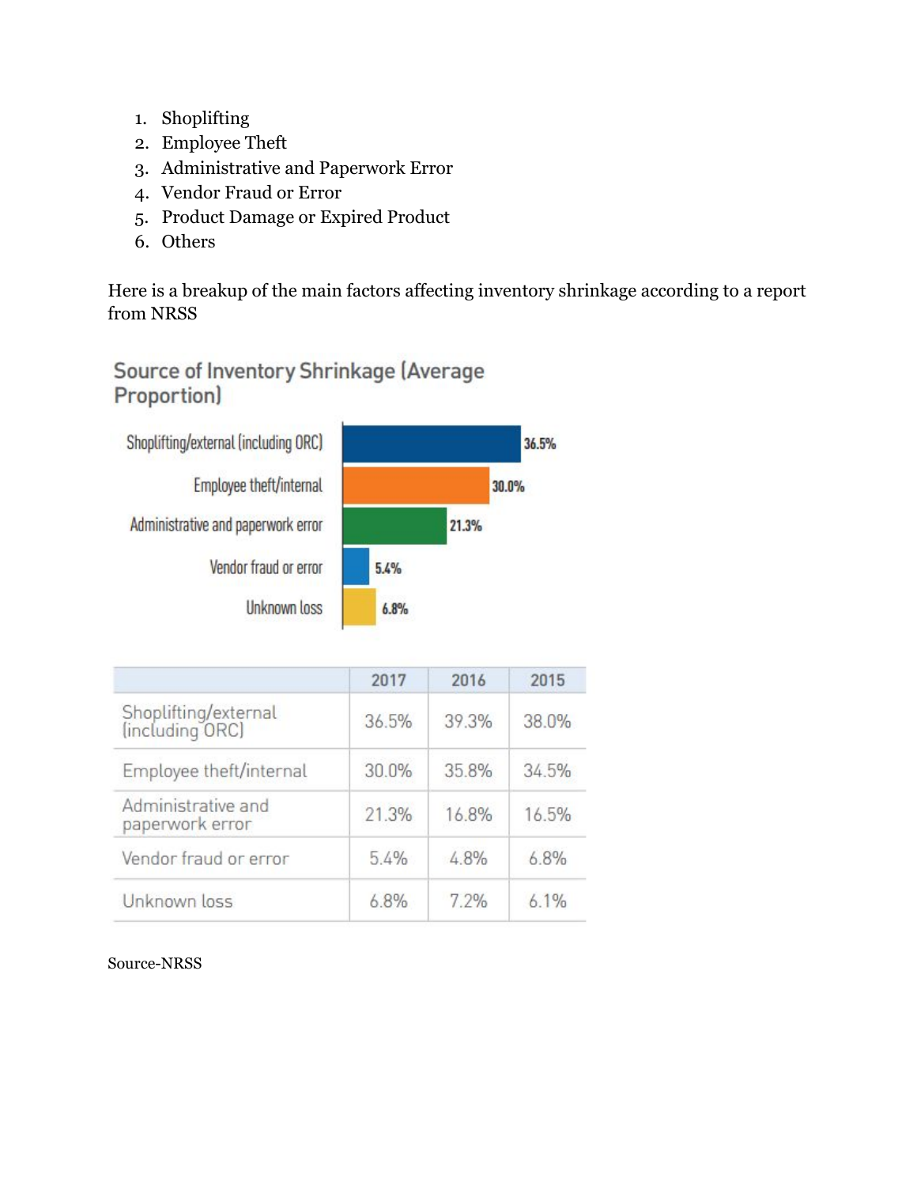1. Shoplifting
2. Employee Theft
3. Administrative and Paperwork Error
4. Vendor Fraud or Error
5. Product Damage or Expired Product
6. Others

Here is a breakup of the main factors affecting inventory shrinkage according to a report from NRSS

**Source of Inventory Shrinkage (Average Proportion)**

| Source | Proportion |
|---|---|
| Shoplifting/external (including ORC) | 36.5% |
| Employee theft/internal | 30.0% |
| Administrative and paperwork error | 21.3% |
| Vendor fraud or error | 5.4% |
| Unknown loss | 6.8% |

| | 2017 | 2016 | 2015 |
|---|---|---|---|
| Shoplifting/external (including ORC) | 36.5% | 39.3% | 38.0% |
| Employee theft/internal | 30.0% | 35.8% | 34.5% |
| Administrative and paperwork error | 21.3% | 16.8% | 16.5% |
| Vendor fraud or error | 5.4% | 4.8% | 6.8% |
| Unknown loss | 6.8% | 7.2% | 6.1% |

Source-NRSS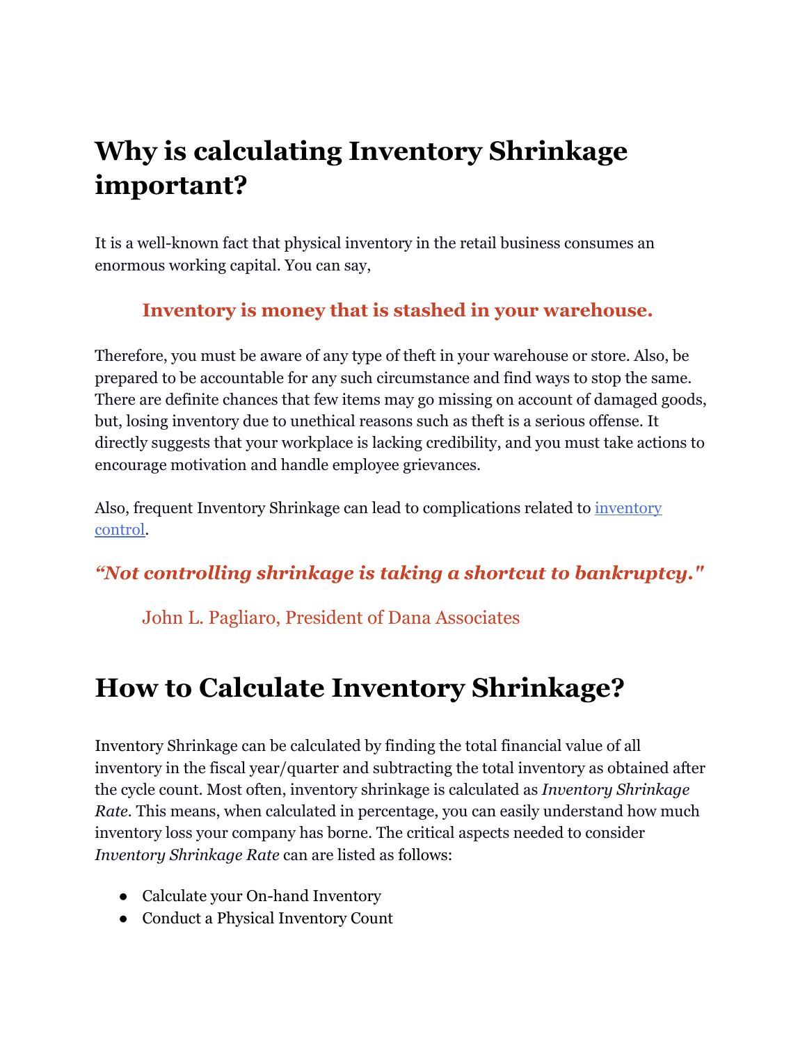# Why is calculating Inventory Shrinkage important?

It is a well-known fact that physical inventory in the retail business consumes an enormous working capital. You can say,

**Inventory is money that is stashed in your warehouse.**

Therefore, you must be aware of any type of theft in your warehouse or store. Also, be prepared to be accountable for any such circumstance and find ways to stop the same. There are definite chances that few items may go missing on account of damaged goods, but, losing inventory due to unethical reasons such as theft is a serious offense. It directly suggests that your workplace is lacking credibility, and you must take actions to encourage motivation and handle employee grievances.

Also, frequent Inventory Shrinkage can lead to complications related to [inventory control](#).

***"Not controlling shrinkage is taking a shortcut to bankruptcy."***

John L. Pagliaro, President of Dana Associates

# How to Calculate Inventory Shrinkage?

Inventory Shrinkage can be calculated by finding the total financial value of all inventory in the fiscal year/quarter and subtracting the total inventory as obtained after the cycle count. Most often, inventory shrinkage is calculated as *Inventory Shrinkage Rate*. This means, when calculated in percentage, you can easily understand how much inventory loss your company has borne. The critical aspects needed to consider *Inventory Shrinkage Rate* can are listed as follows:

- Calculate your On-hand Inventory
- Conduct a Physical Inventory Count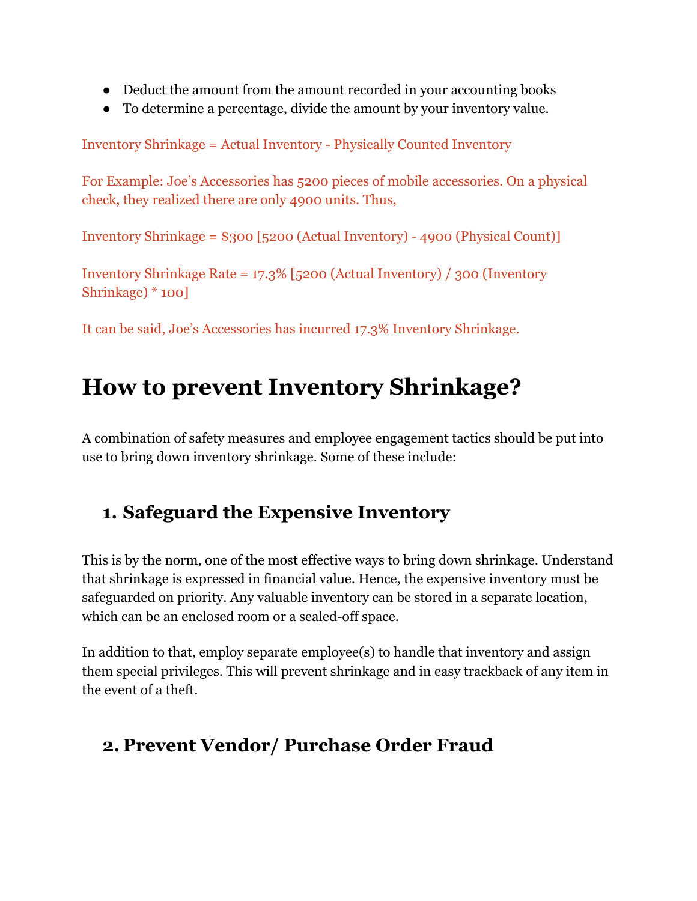- Deduct the amount from the amount recorded in your accounting books
- To determine a percentage, divide the amount by your inventory value.

Inventory Shrinkage = Actual Inventory - Physically Counted Inventory

For Example: Joe's Accessories has 5200 pieces of mobile accessories. On a physical check, they realized there are only 4900 units. Thus,

Inventory Shrinkage = $300 [5200 (Actual Inventory) - 4900 (Physical Count)]

Inventory Shrinkage Rate = 17.3% [5200 (Actual Inventory) / 300 (Inventory Shrinkage) * 100]

It can be said, Joe's Accessories has incurred 17.3% Inventory Shrinkage.

# How to prevent Inventory Shrinkage?

A combination of safety measures and employee engagement tactics should be put into use to bring down inventory shrinkage. Some of these include:

## 1. Safeguard the Expensive Inventory

This is by the norm, one of the most effective ways to bring down shrinkage. Understand that shrinkage is expressed in financial value. Hence, the expensive inventory must be safeguarded on priority. Any valuable inventory can be stored in a separate location, which can be an enclosed room or a sealed-off space.

In addition to that, employ separate employee(s) to handle that inventory and assign them special privileges. This will prevent shrinkage and in easy trackback of any item in the event of a theft.

## 2. Prevent Vendor/ Purchase Order Fraud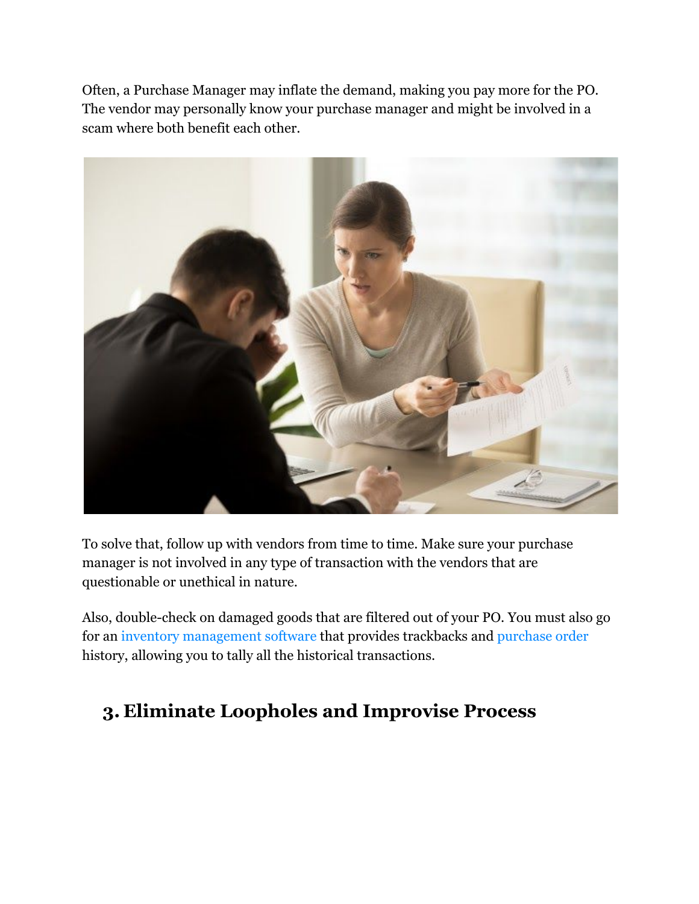Often, a Purchase Manager may inflate the demand, making you pay more for the PO. The vendor may personally know your purchase manager and might be involved in a scam where both benefit each other.

To solve that, follow up with vendors from time to time. Make sure your purchase manager is not involved in any type of transaction with the vendors that are questionable or unethical in nature.

Also, double-check on damaged goods that are filtered out of your PO. You must also go for an inventory management software that provides trackbacks and purchase order history, allowing you to tally all the historical transactions.

## 3. Eliminate Loopholes and Improvise Process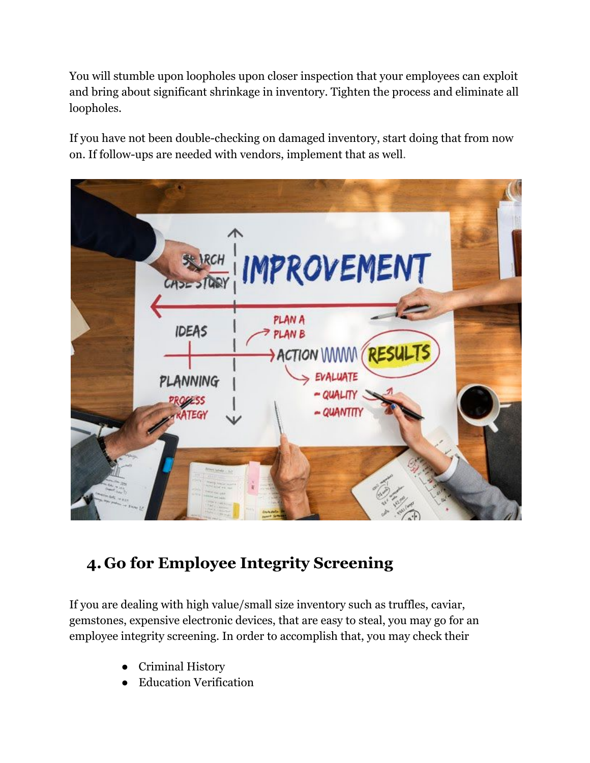You will stumble upon loopholes upon closer inspection that your employees can exploit and bring about significant shrinkage in inventory. Tighten the process and eliminate all loopholes.

If you have not been double-checking on damaged inventory, start doing that from now on. If follow-ups are needed with vendors, implement that as well.

## 4. Go for Employee Integrity Screening

If you are dealing with high value/small size inventory such as truffles, caviar, gemstones, expensive electronic devices, that are easy to steal, you may go for an employee integrity screening. In order to accomplish that, you may check their

- Criminal History
- Education Verification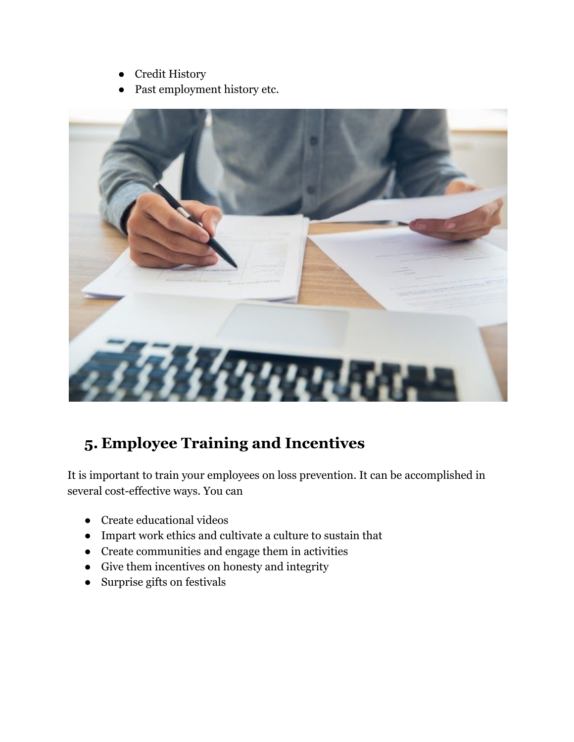- Credit History
- Past employment history etc.

## 5. Employee Training and Incentives

It is important to train your employees on loss prevention. It can be accomplished in several cost-effective ways. You can

- Create educational videos
- Impart work ethics and cultivate a culture to sustain that
- Create communities and engage them in activities
- Give them incentives on honesty and integrity
- Surprise gifts on festivals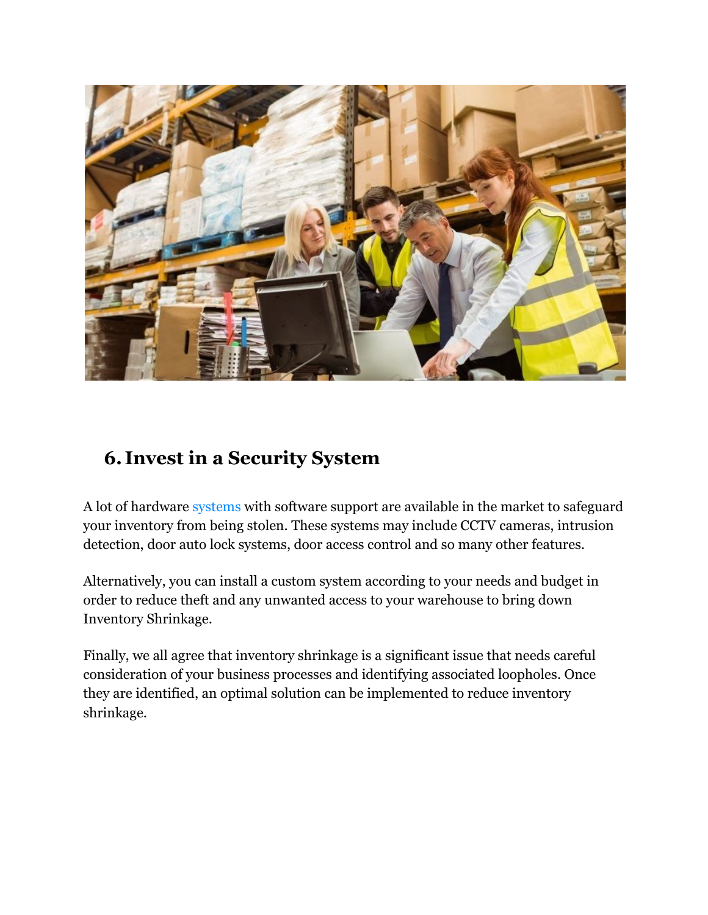## 6. Invest in a Security System

A lot of hardware systems with software support are available in the market to safeguard your inventory from being stolen. These systems may include CCTV cameras, intrusion detection, door auto lock systems, door access control and so many other features.

Alternatively, you can install a custom system according to your needs and budget in order to reduce theft and any unwanted access to your warehouse to bring down Inventory Shrinkage.

Finally, we all agree that inventory shrinkage is a significant issue that needs careful consideration of your business processes and identifying associated loopholes. Once they are identified, an optimal solution can be implemented to reduce inventory shrinkage.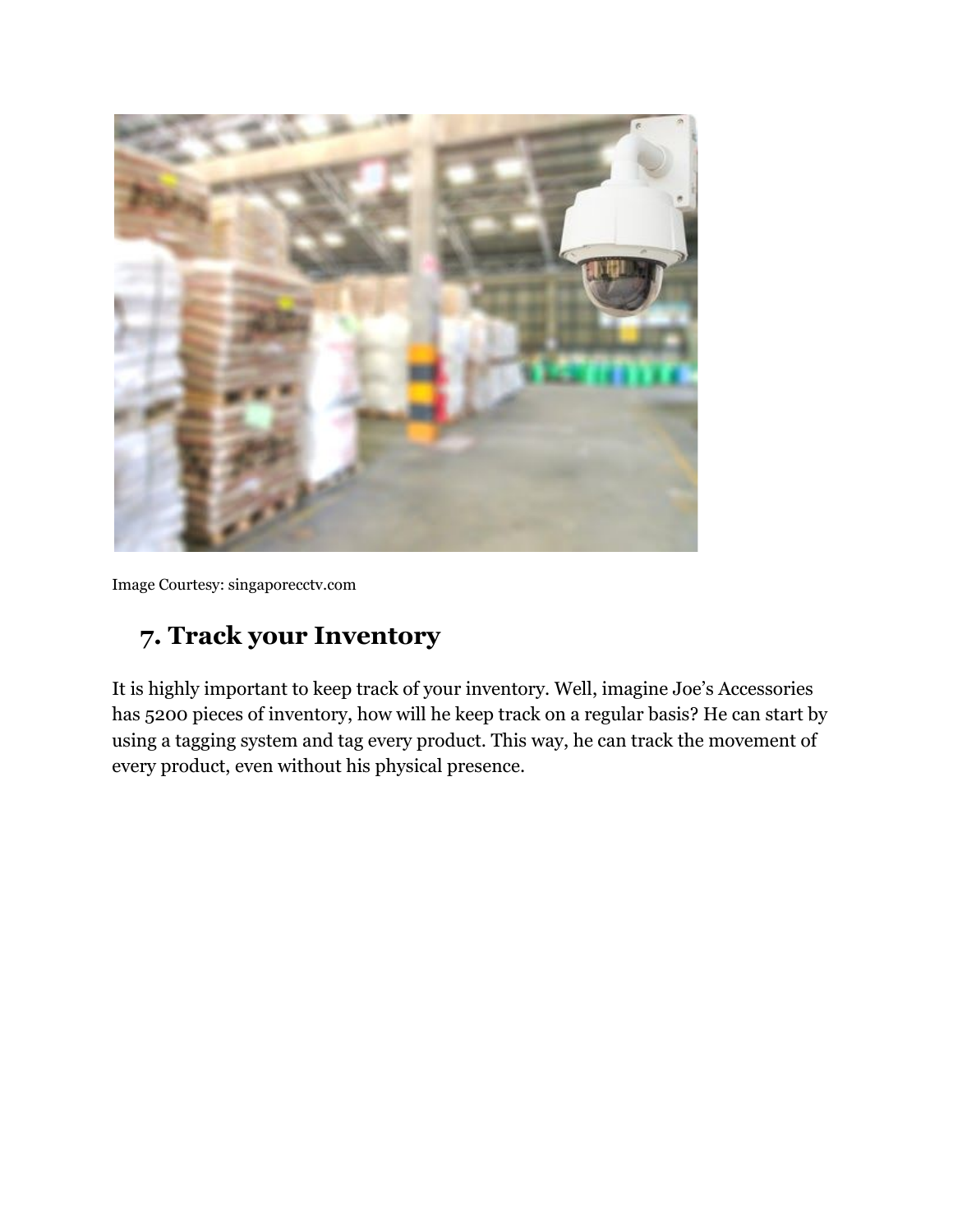Image Courtesy: singaporecctv.com

## 7. Track your Inventory

It is highly important to keep track of your inventory. Well, imagine Joe's Accessories has 5200 pieces of inventory, how will he keep track on a regular basis? He can start by using a tagging system and tag every product. This way, he can track the movement of every product, even without his physical presence.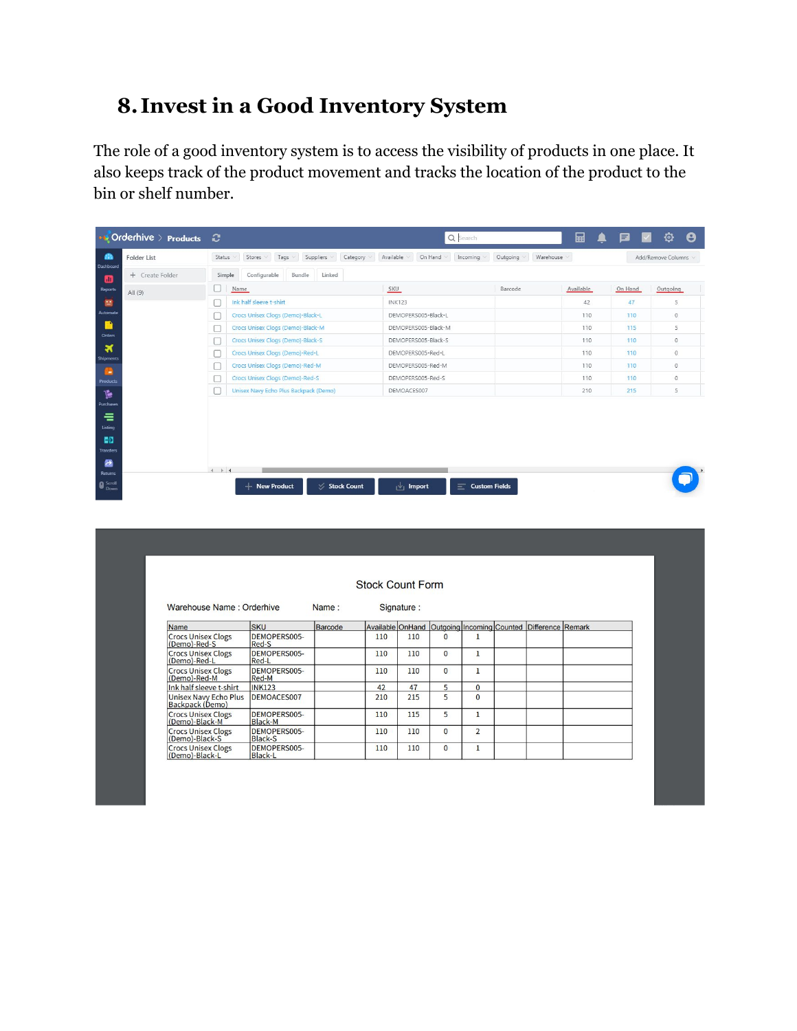# 8. Invest in a Good Inventory System

The role of a good inventory system is to access the visibility of products in one place. It also keeps track of the product movement and tracks the location of the product to the bin or shelf number.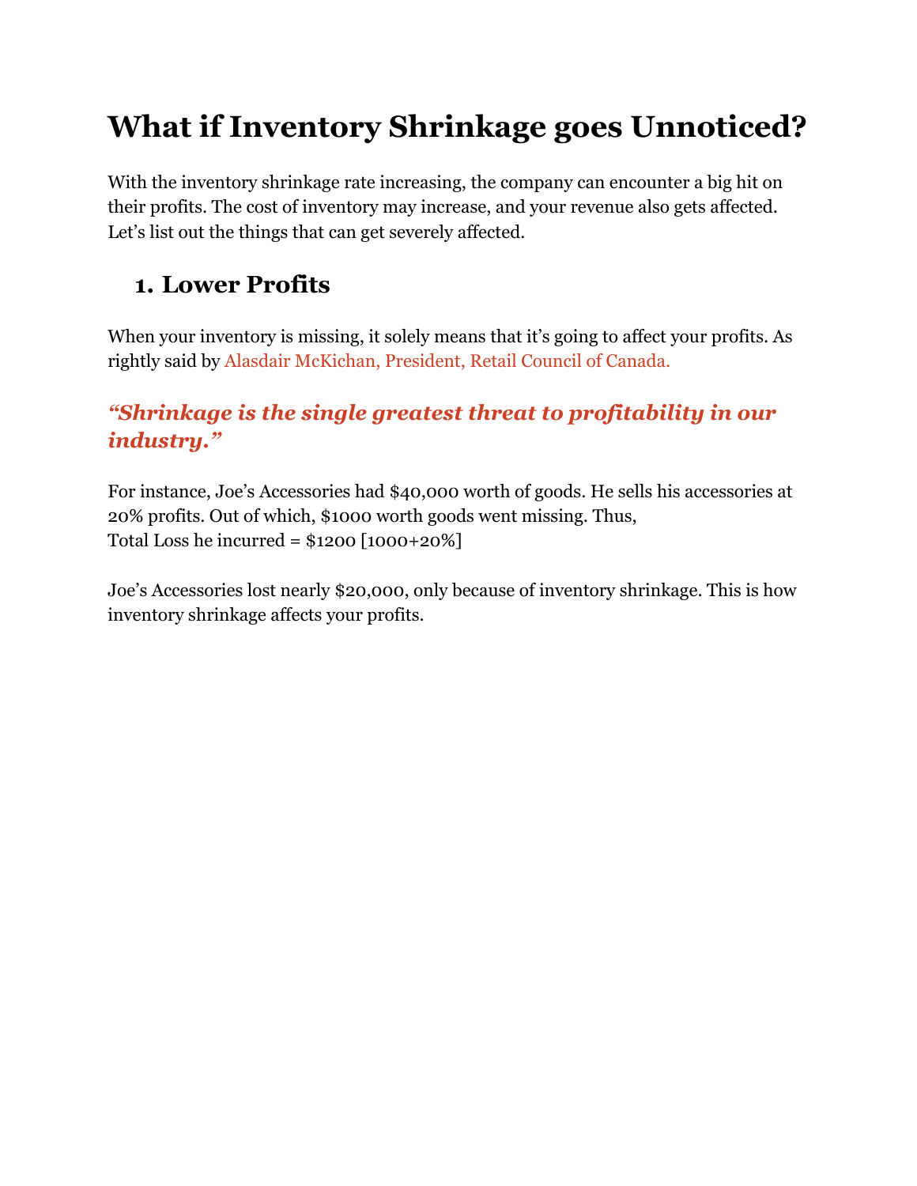# What if Inventory Shrinkage goes Unnoticed?

With the inventory shrinkage rate increasing, the company can encounter a big hit on their profits. The cost of inventory may increase, and your revenue also gets affected. Let's list out the things that can get severely affected.

## 1. Lower Profits

When your inventory is missing, it solely means that it's going to affect your profits. As rightly said by Alasdair McKichan, President, Retail Council of Canada.

### *"Shrinkage is the single greatest threat to profitability in our industry."*

For instance, Joe's Accessories had $40,000 worth of goods. He sells his accessories at 20% profits. Out of which, $1000 worth goods went missing. Thus,
Total Loss he incurred = $1200 [1000+20%]

Joe's Accessories lost nearly $20,000, only because of inventory shrinkage. This is how inventory shrinkage affects your profits.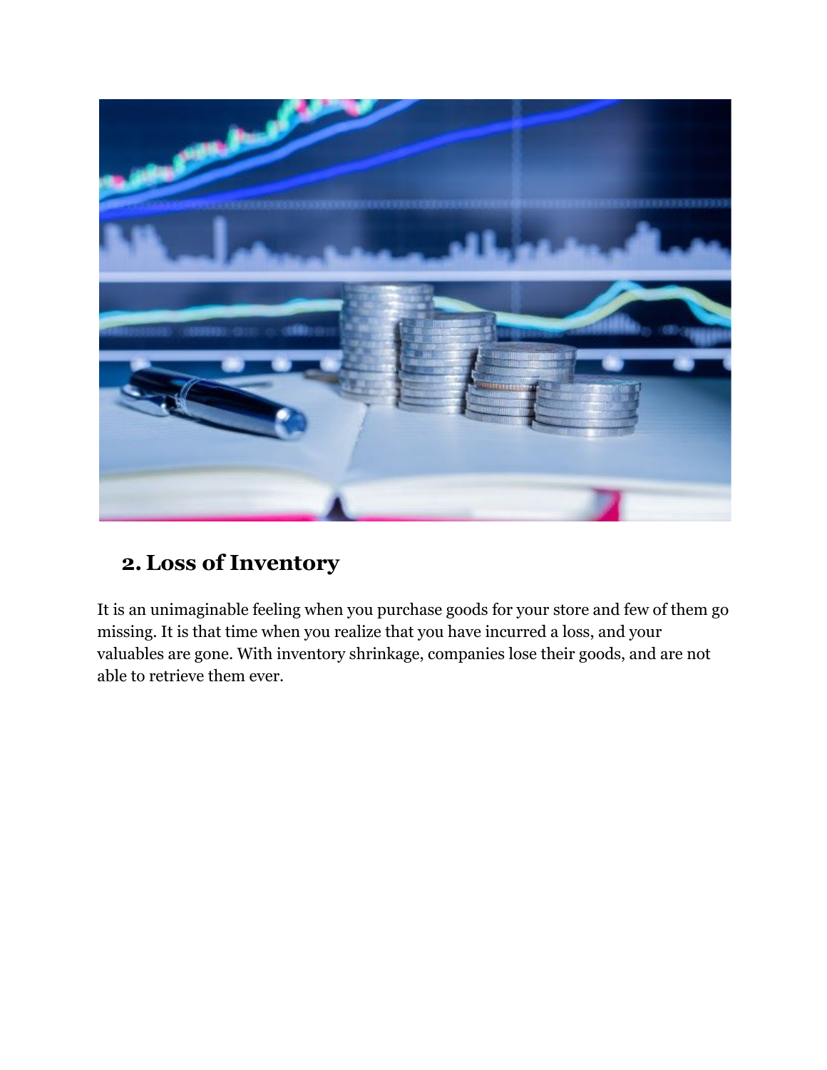## 2. Loss of Inventory

It is an unimaginable feeling when you purchase goods for your store and few of them go missing. It is that time when you realize that you have incurred a loss, and your valuables are gone. With inventory shrinkage, companies lose their goods, and are not able to retrieve them ever.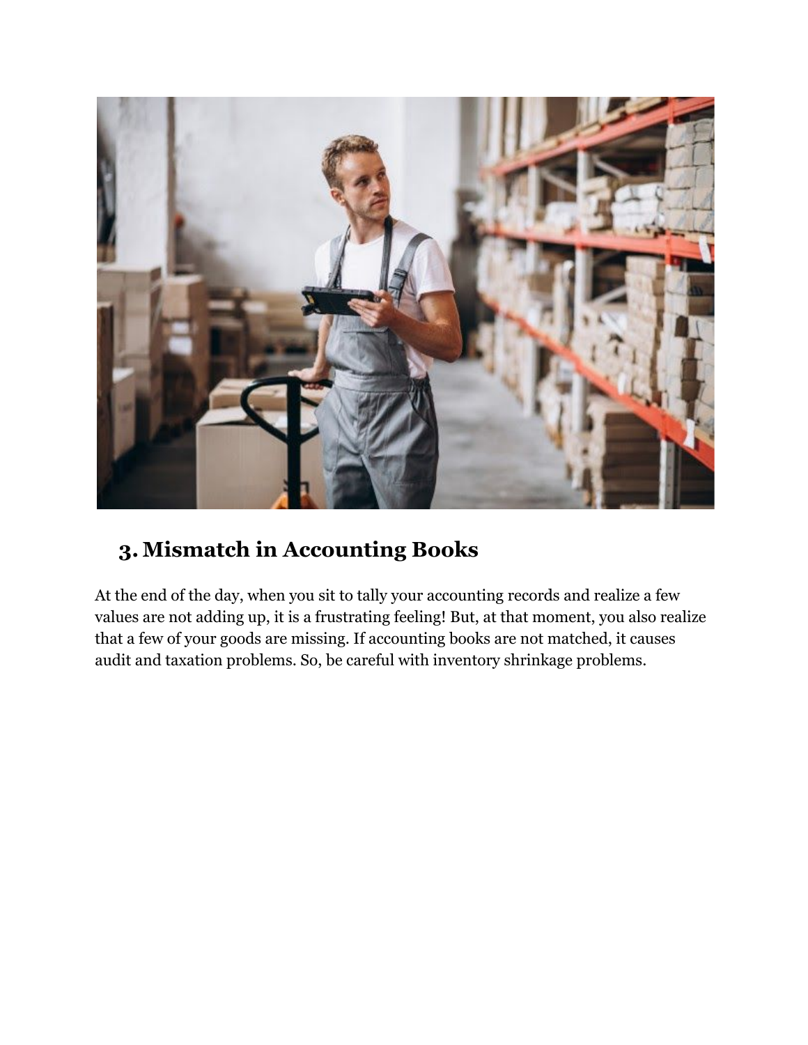## 3. Mismatch in Accounting Books

At the end of the day, when you sit to tally your accounting records and realize a few values are not adding up, it is a frustrating feeling! But, at that moment, you also realize that a few of your goods are missing. If accounting books are not matched, it causes audit and taxation problems. So, be careful with inventory shrinkage problems.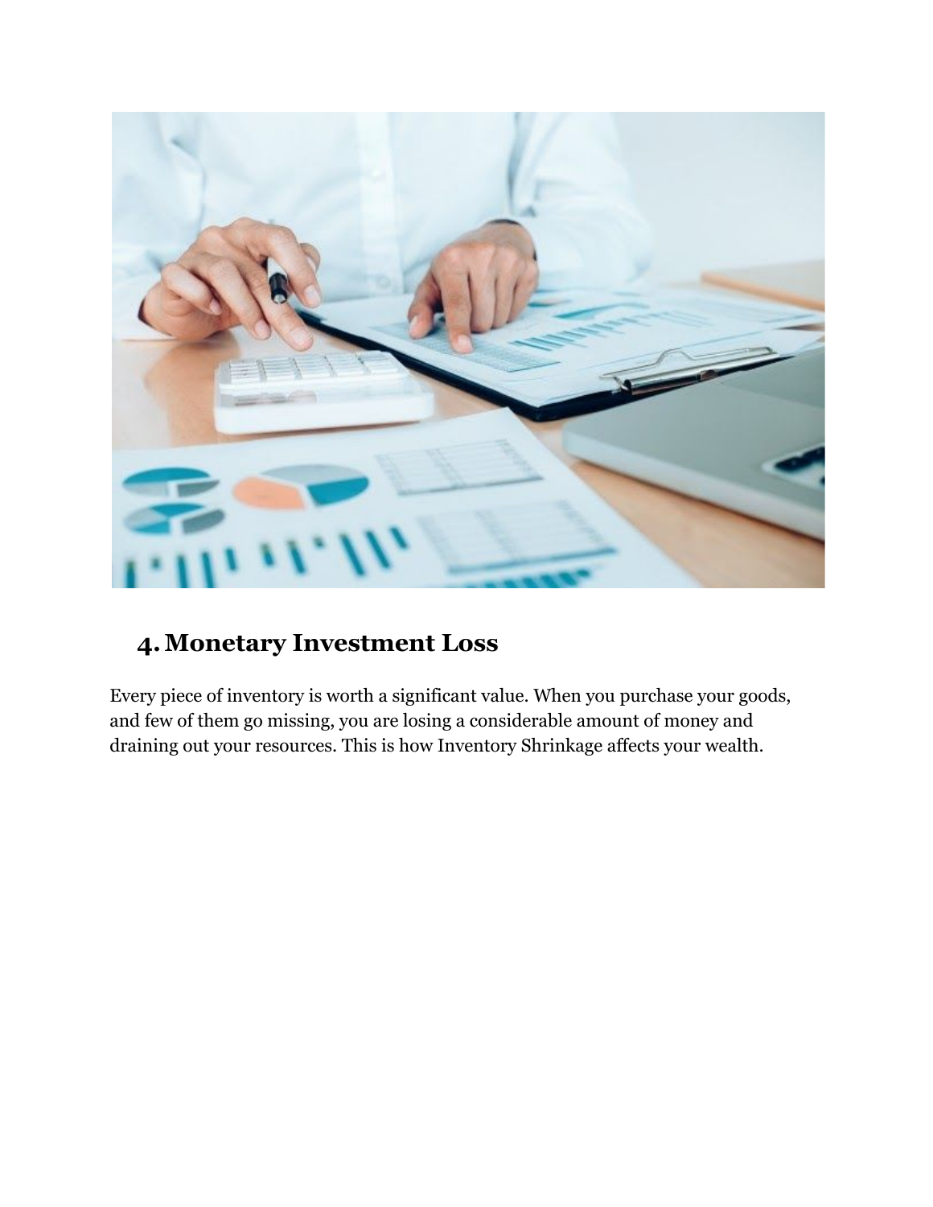## 4. Monetary Investment Loss

Every piece of inventory is worth a significant value. When you purchase your goods, and few of them go missing, you are losing a considerable amount of money and draining out your resources. This is how Inventory Shrinkage affects your wealth.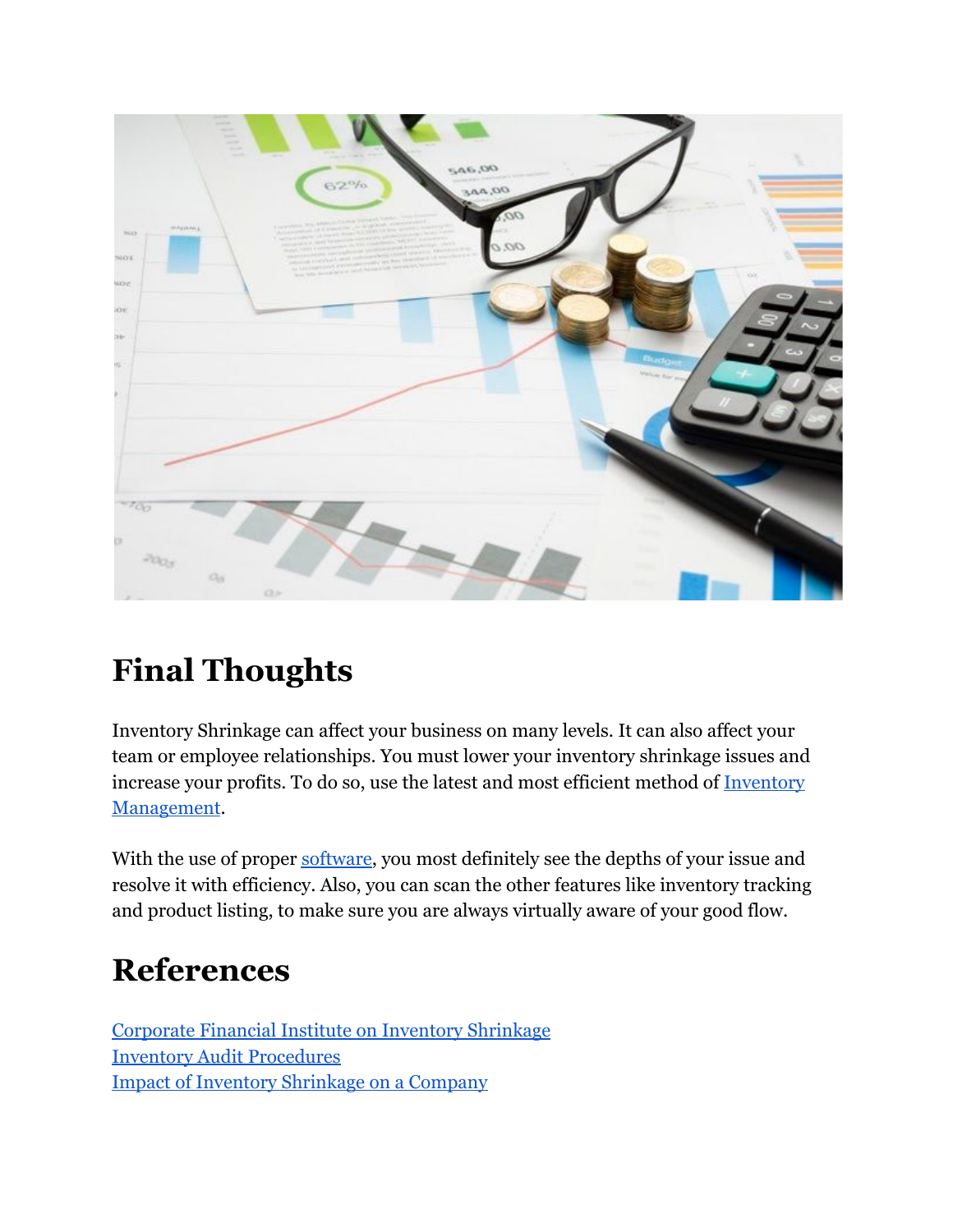## Final Thoughts

Inventory Shrinkage can affect your business on many levels. It can also affect your team or employee relationships. You must lower your inventory shrinkage issues and increase your profits. To do so, use the latest and most efficient method of Inventory Management.

With the use of proper software, you most definitely see the depths of your issue and resolve it with efficiency. Also, you can scan the other features like inventory tracking and product listing, to make sure you are always virtually aware of your good flow.

## References

Corporate Financial Institute on Inventory Shrinkage
Inventory Audit Procedures
Impact of Inventory Shrinkage on a Company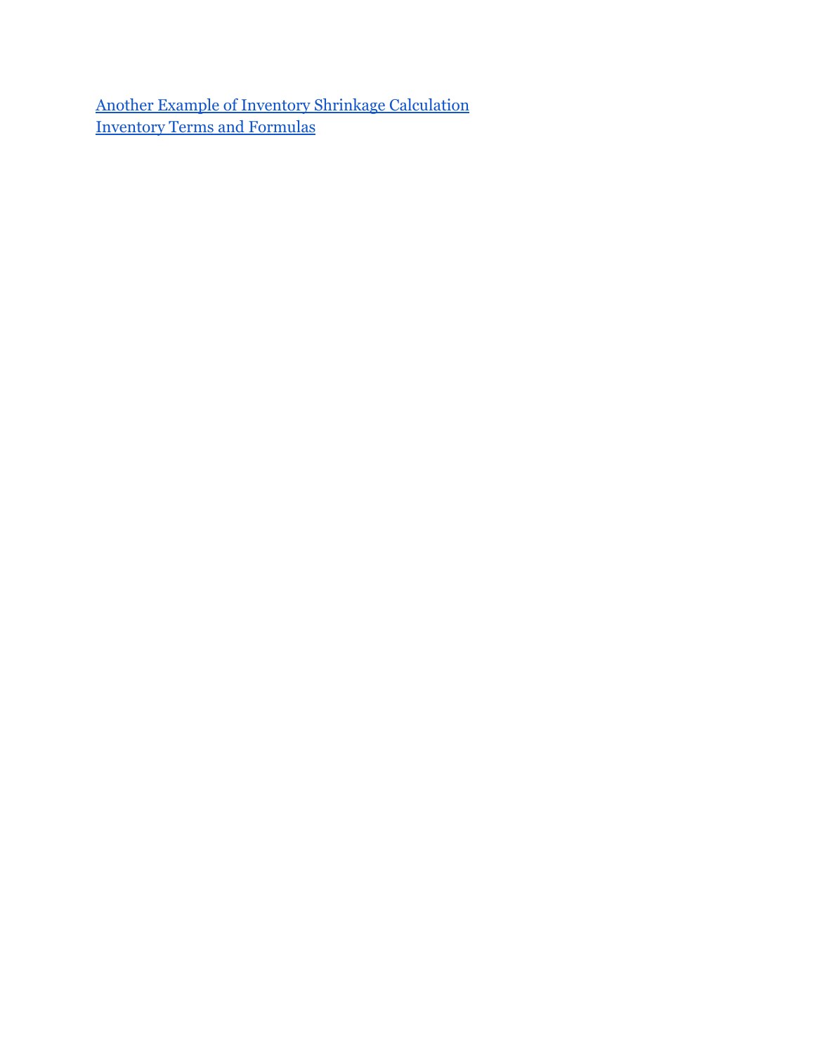[Another Example of Inventory Shrinkage Calculation]()
[Inventory Terms and Formulas]()